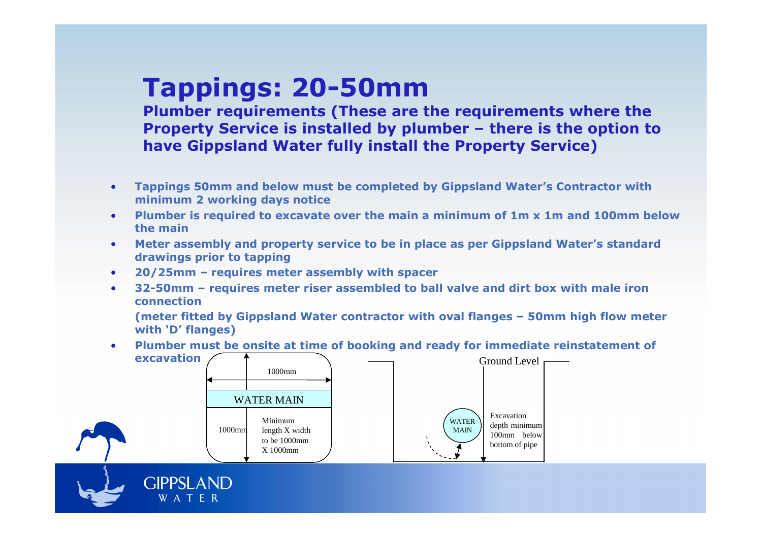# Tappings: 20-50mm

**Plumber requirements (These are the requirements where the Property Service is installed by plumber – there is the option to have Gippsland Water fully install the Property Service)**

- **Tappings 50mm and below must be completed by Gippsland Water's Contractor with minimum 2 working days notice**
- **Plumber is required to excavate over the main a minimum of 1m x 1m and 100mm below the main**
- **Meter assembly and property service to be in place as per Gippsland Water's standard drawings prior to tapping**
- **20/25mm – requires meter assembly with spacer**
- **32-50mm – requires meter riser assembled to ball valve and dirt box with male iron connection**

  **(meter fitted by Gippsland Water contractor with oval flanges – 50mm high flow meter with 'D' flanges)**
- **Plumber must be onsite at time of booking and ready for immediate reinstatement of excavation**

1000mm

WATER MAIN

1000mm

Minimum length X width to be 1000mm X 1000mm

Ground Level

WATER MAIN

Excavation depth minimum 100mm below bottom of pipe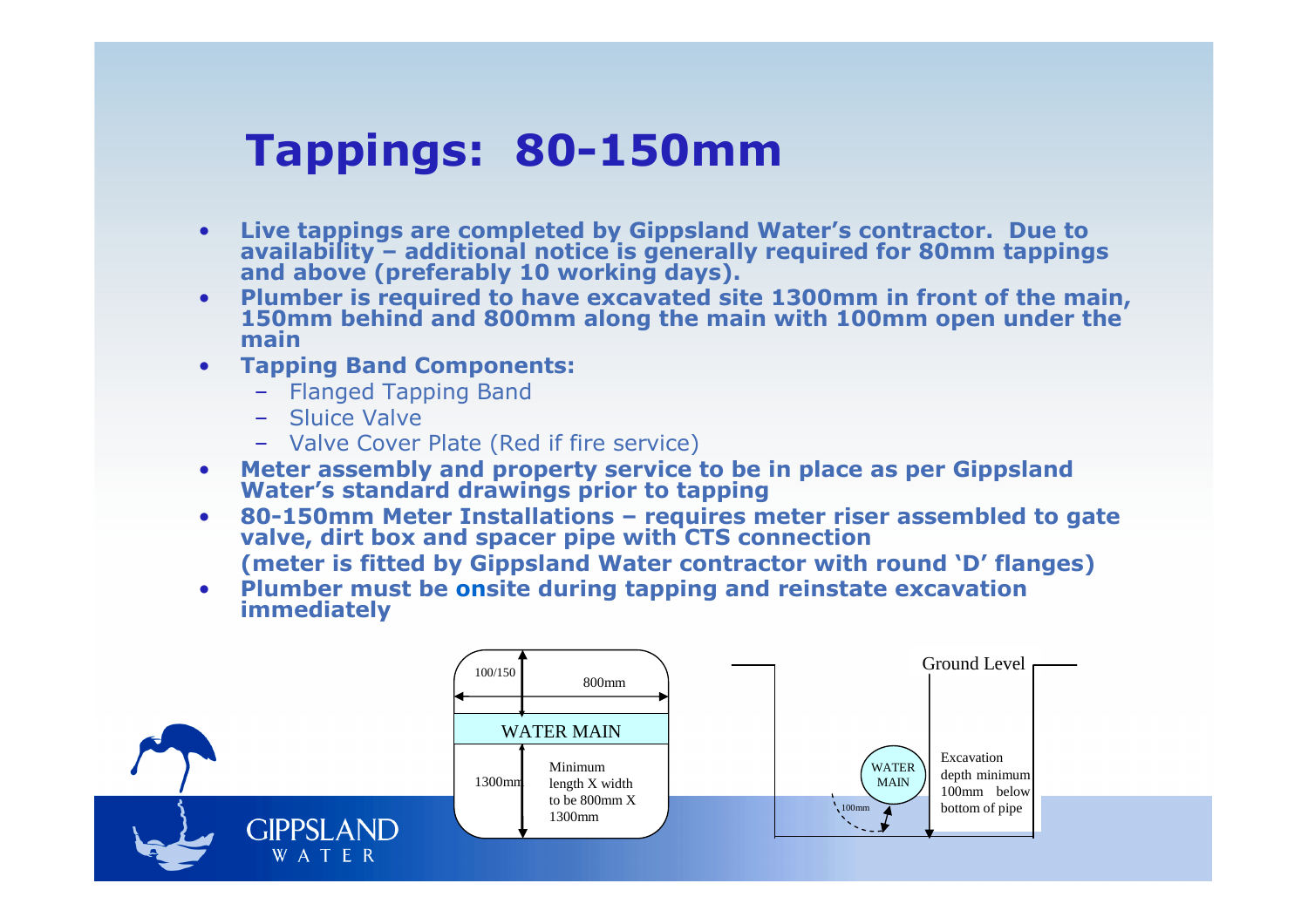# Tappings: 80-150mm

- **Live tappings are completed by Gippsland Water's contractor. Due to availability – additional notice is generally required for 80mm tappings and above (preferably 10 working days).**
- **Plumber is required to have excavated site 1300mm in front of the main, 150mm behind and 800mm along the main with 100mm open under the main**
- **Tapping Band Components:**
  - Flanged Tapping Band
  - Sluice Valve
  - Valve Cover Plate (Red if fire service)
- **Meter assembly and property service to be in place as per Gippsland Water's standard drawings prior to tapping**
- **80-150mm Meter Installations – requires meter riser assembled to gate valve, dirt box and spacer pipe with CTS connection**
  **(meter is fitted by Gippsland Water contractor with round 'D' flanges)**
- **Plumber must be onsite during tapping and reinstate excavation immediately**

100/150

800mm

WATER MAIN

1300mm

Minimum length X width to be 800mm X 1300mm

Ground Level

WATER MAIN

100mm

Excavation depth minimum 100mm below bottom of pipe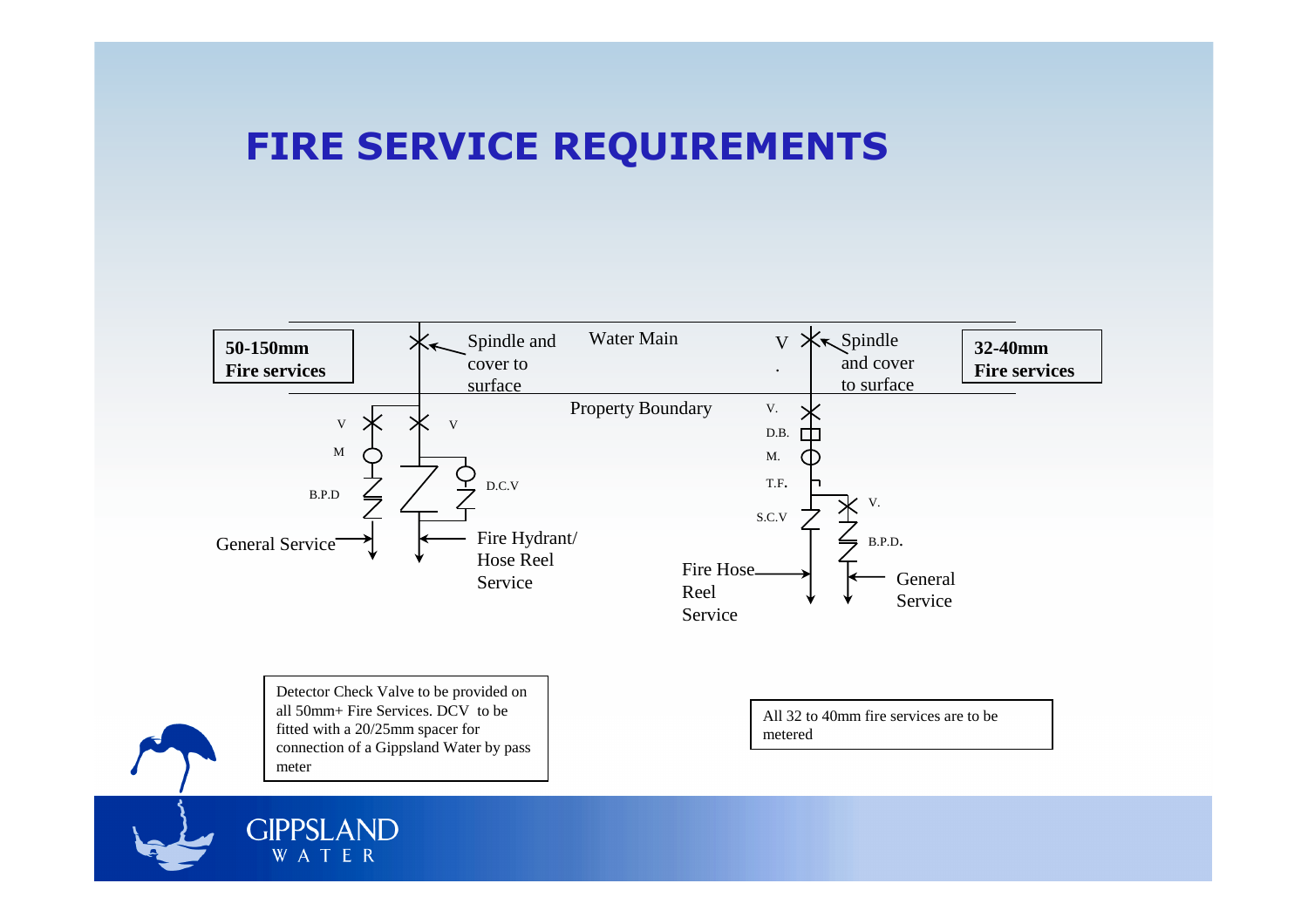# FIRE SERVICE REQUIREMENTS

**50-150mm Fire services**

Water Main

Spindle and cover to surface

Property Boundary

V

V

M

B.P.D

D.C.V

General Service

Fire Hydrant/ Hose Reel Service

**32-40mm Fire services**

V.

Spindle and cover to surface

V.

D.B.

M.

T.F.

S.C.V

V.

B.P.D.

Fire Hose Reel Service

General Service

Detector Check Valve to be provided on all 50mm+ Fire Services. DCV to be fitted with a 20/25mm spacer for connection of a Gippsland Water by pass meter

All 32 to 40mm fire services are to be metered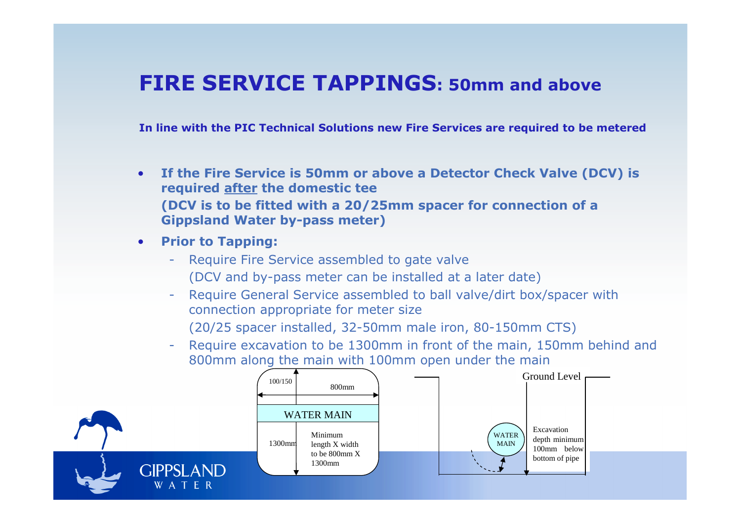# FIRE SERVICE TAPPINGS: 50mm and above

**In line with the PIC Technical Solutions new Fire Services are required to be metered**

- **If the Fire Service is 50mm or above a Detector Check Valve (DCV) is required <u>after</u> the domestic tee**
  **(DCV is to be fitted with a 20/25mm spacer for connection of a Gippsland Water by-pass meter)**
- **Prior to Tapping:**
  - Require Fire Service assembled to gate valve
    (DCV and by-pass meter can be installed at a later date)
  - Require General Service assembled to ball valve/dirt box/spacer with connection appropriate for meter size
    (20/25 spacer installed, 32-50mm male iron, 80-150mm CTS)
  - Require excavation to be 1300mm in front of the main, 150mm behind and 800mm along the main with 100mm open under the main

100/150

800mm

WATER MAIN

1300mm

Minimum length X width to be 800mm X 1300mm

Ground Level

WATER MAIN

Excavation depth minimum 100mm below bottom of pipe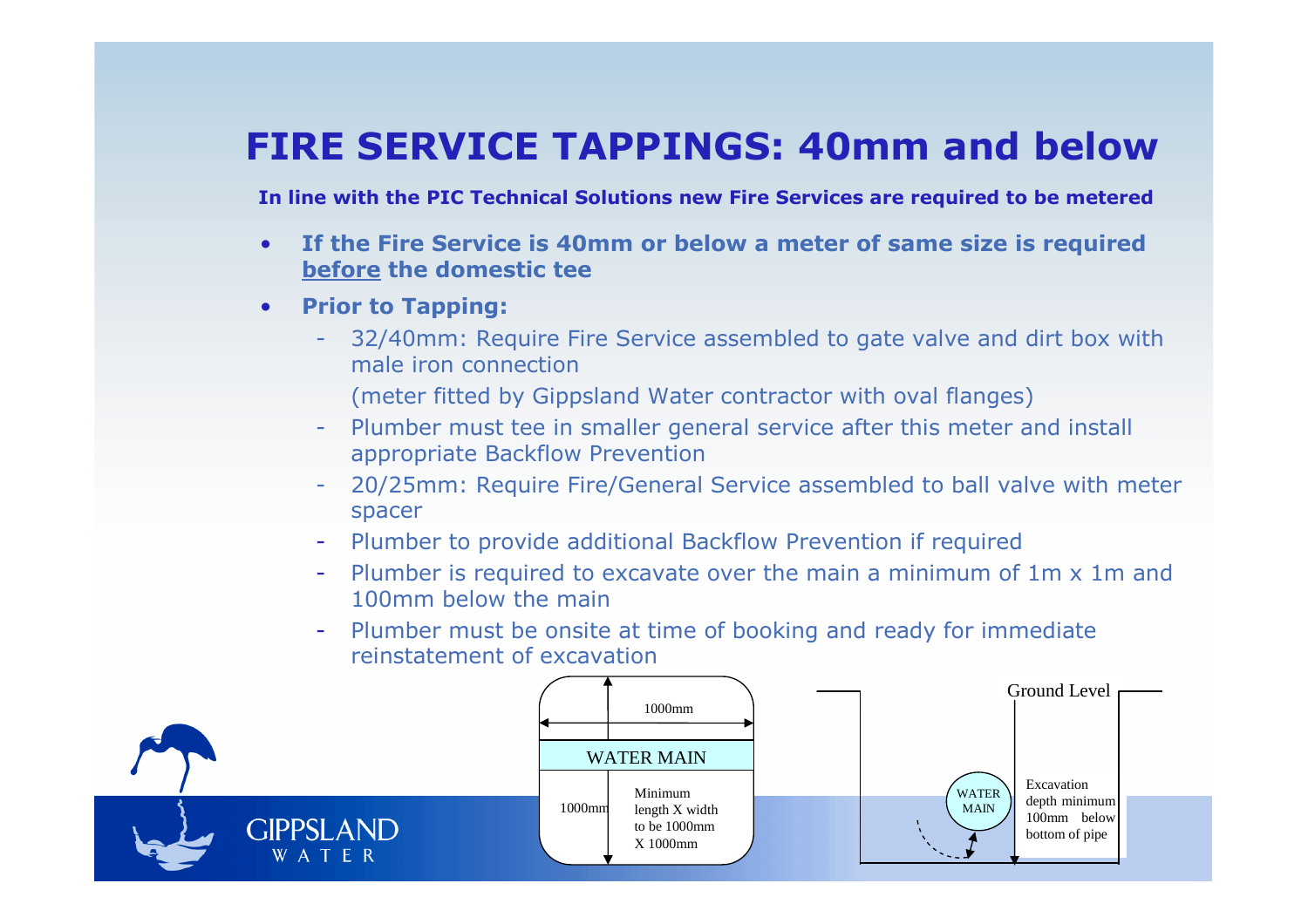# FIRE SERVICE TAPPINGS: 40mm and below

**In line with the PIC Technical Solutions new Fire Services are required to be metered**

- **If the Fire Service is 40mm or below a meter of same size is required <u>before</u> the domestic tee**
- **Prior to Tapping:**
  - 32/40mm: Require Fire Service assembled to gate valve and dirt box with male iron connection

    (meter fitted by Gippsland Water contractor with oval flanges)
  - Plumber must tee in smaller general service after this meter and install appropriate Backflow Prevention
  - 20/25mm: Require Fire/General Service assembled to ball valve with meter spacer
  - Plumber to provide additional Backflow Prevention if required
  - Plumber is required to excavate over the main a minimum of 1m x 1m and 100mm below the main
  - Plumber must be onsite at time of booking and ready for immediate reinstatement of excavation

1000mm

WATER MAIN

1000mm

Minimum length X width to be 1000mm X 1000mm

Ground Level

WATER MAIN

Excavation depth minimum 100mm below bottom of pipe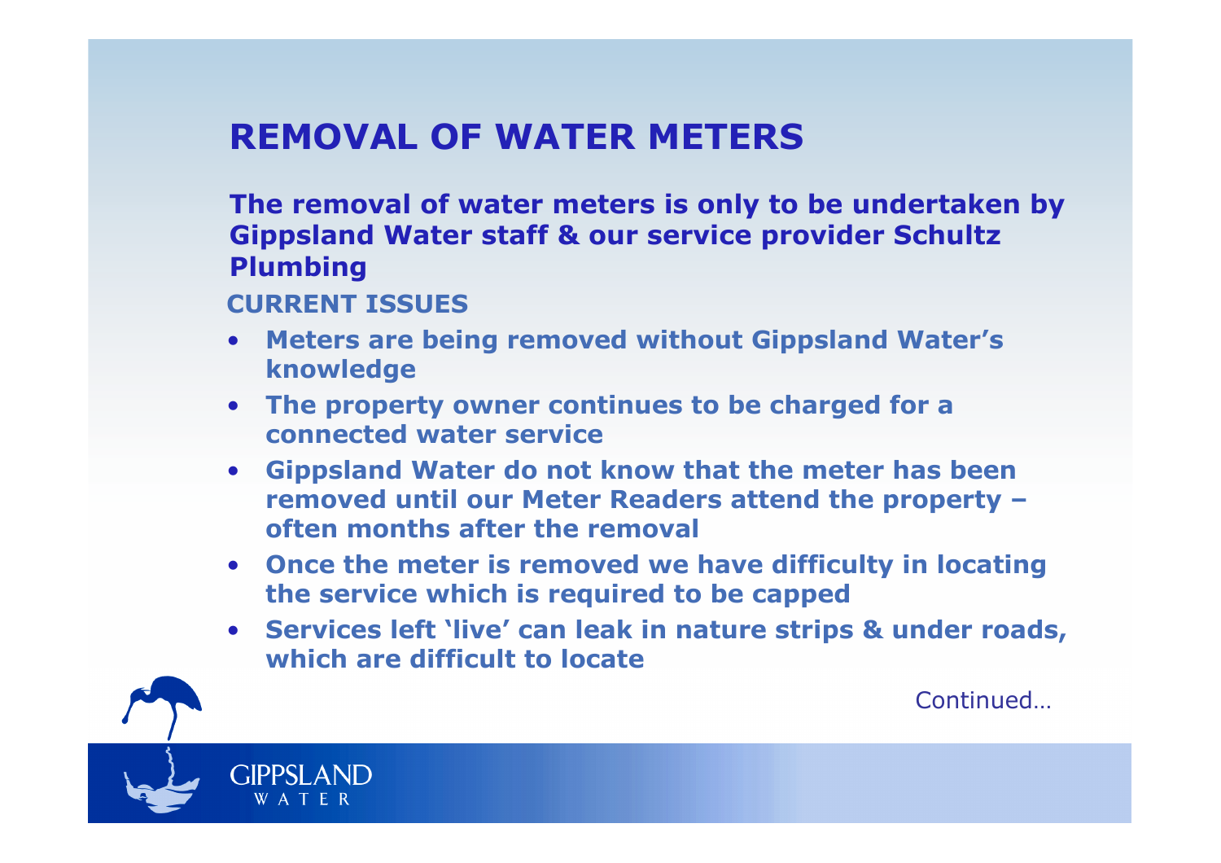# REMOVAL OF WATER METERS

**The removal of water meters is only to be undertaken by Gippsland Water staff & our service provider Schultz Plumbing**

## CURRENT ISSUES

- **Meters are being removed without Gippsland Water's knowledge**
- **The property owner continues to be charged for a connected water service**
- **Gippsland Water do not know that the meter has been removed until our Meter Readers attend the property – often months after the removal**
- **Once the meter is removed we have difficulty in locating the service which is required to be capped**
- **Services left 'live' can leak in nature strips & under roads, which are difficult to locate**

Continued…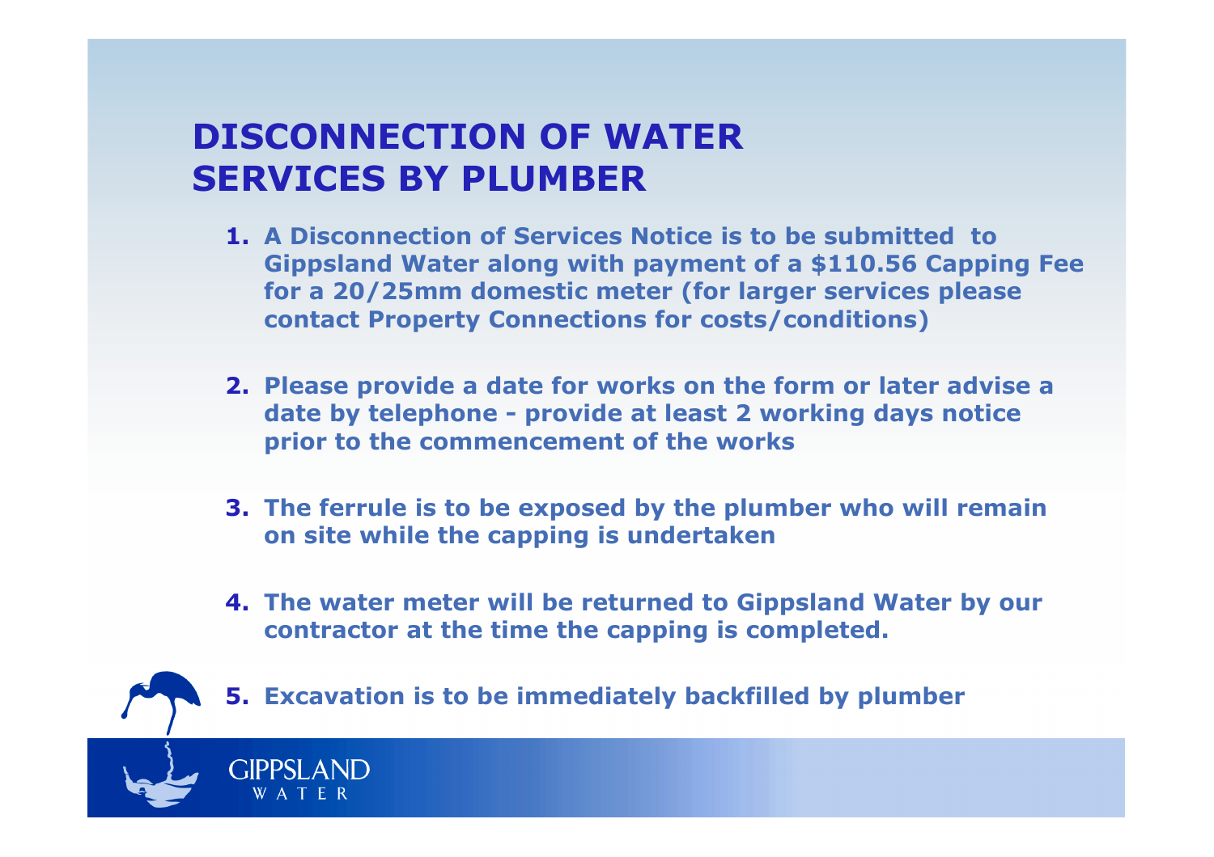# DISCONNECTION OF WATER SERVICES BY PLUMBER

1. **A Disconnection of Services Notice is to be submitted to Gippsland Water along with payment of a $110.56 Capping Fee for a 20/25mm domestic meter (for larger services please contact Property Connections for costs/conditions)**

2. **Please provide a date for works on the form or later advise a date by telephone - provide at least 2 working days notice prior to the commencement of the works**

3. **The ferrule is to be exposed by the plumber who will remain on site while the capping is undertaken**

4. **The water meter will be returned to Gippsland Water by our contractor at the time the capping is completed.**

5. **Excavation is to be immediately backfilled by plumber**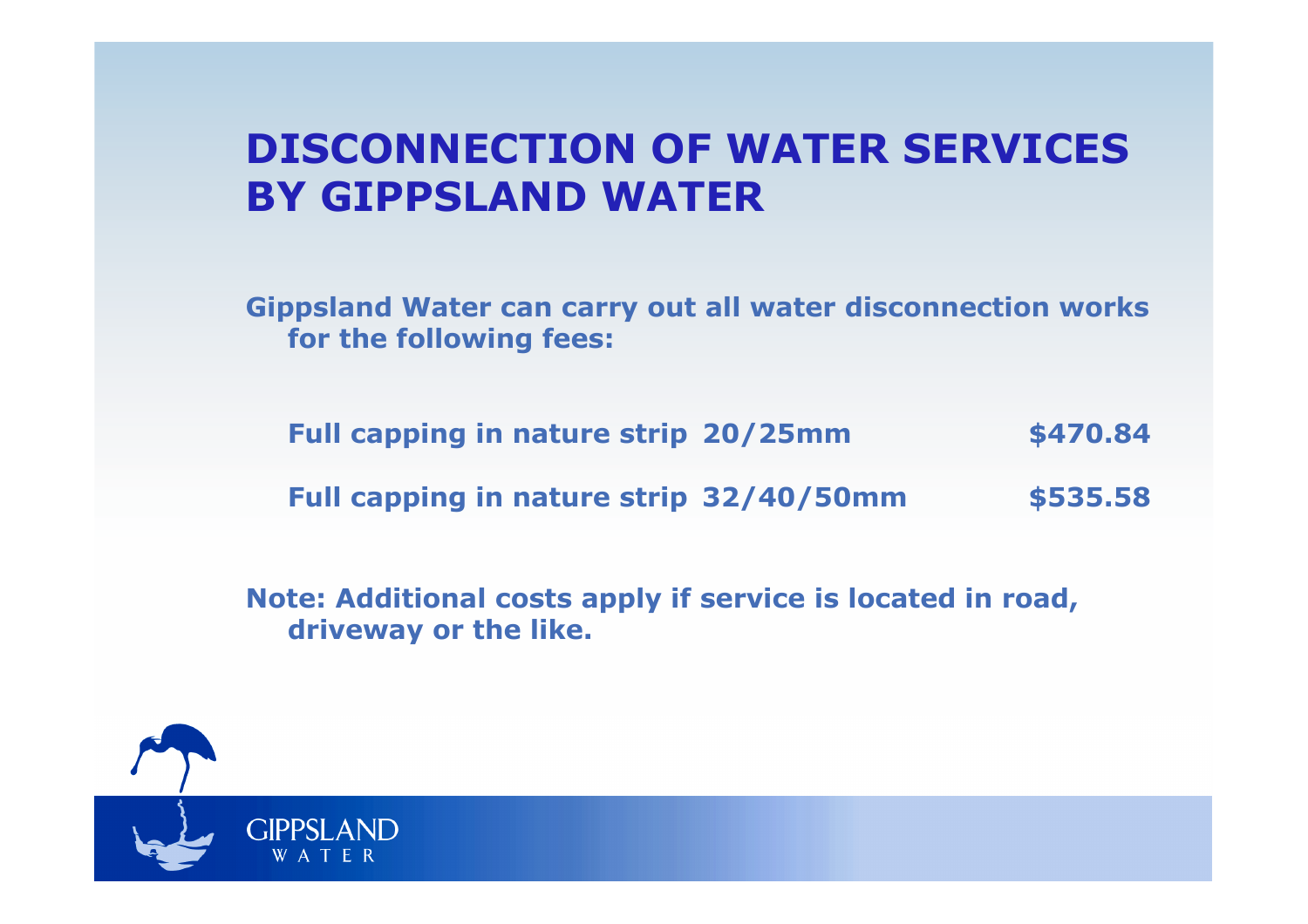# DISCONNECTION OF WATER SERVICES BY GIPPSLAND WATER

**Gippsland Water can carry out all water disconnection works for the following fees:**

| | | |
|---|---|---|
| **Full capping in nature strip** | **20/25mm** | **$470.84** |
| **Full capping in nature strip** | **32/40/50mm** | **$535.58** |

**Note: Additional costs apply if service is located in road, driveway or the like.**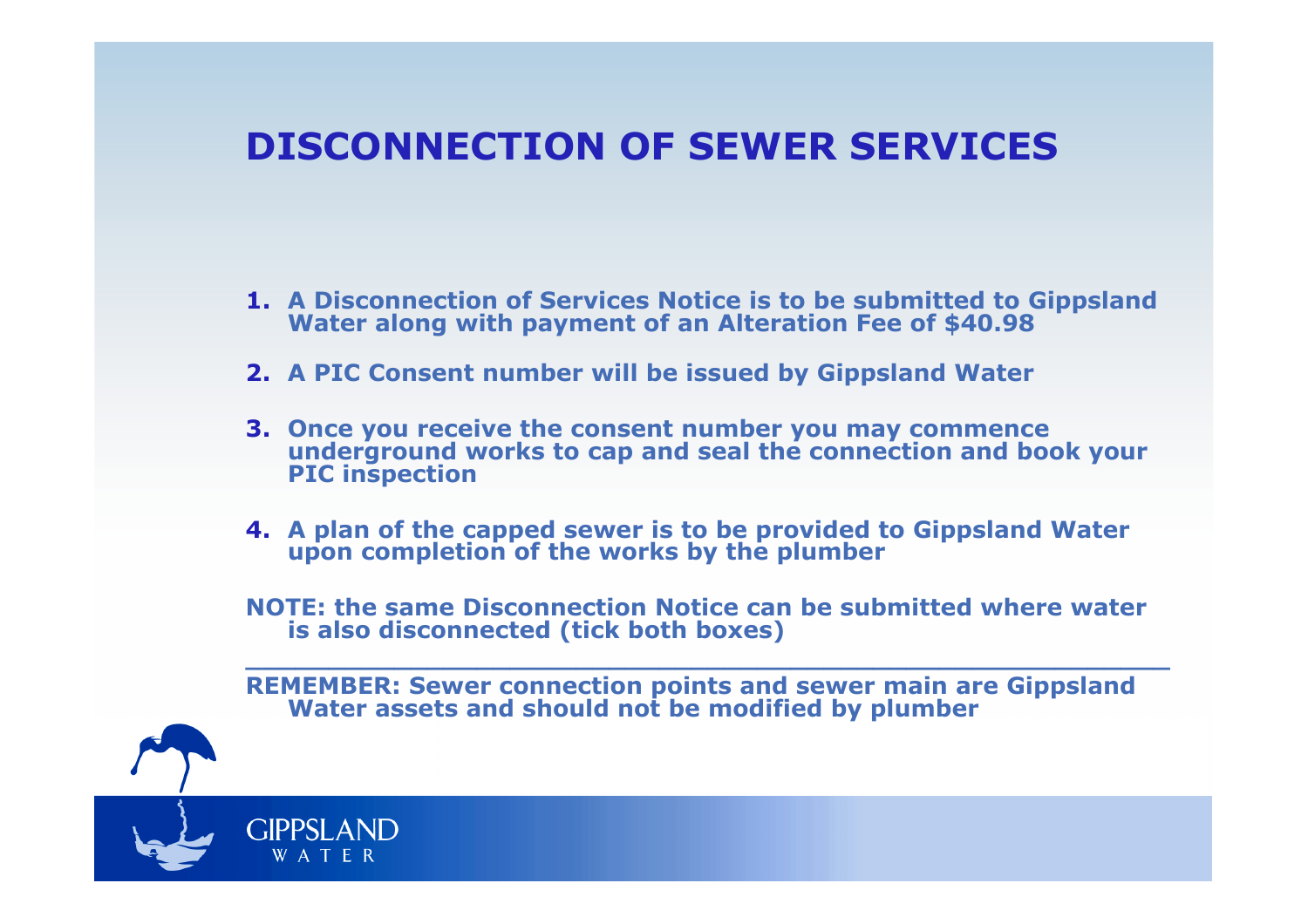# DISCONNECTION OF SEWER SERVICES

1. A Disconnection of Services Notice is to be submitted to Gippsland Water along with payment of an Alteration Fee of $40.98
2. A PIC Consent number will be issued by Gippsland Water
3. Once you receive the consent number you may commence underground works to cap and seal the connection and book your PIC inspection
4. A plan of the capped sewer is to be provided to Gippsland Water upon completion of the works by the plumber

NOTE: the same Disconnection Notice can be submitted where water is also disconnected (tick both boxes)

---

REMEMBER: Sewer connection points and sewer main are Gippsland Water assets and should not be modified by plumber

GIPPSLAND WATER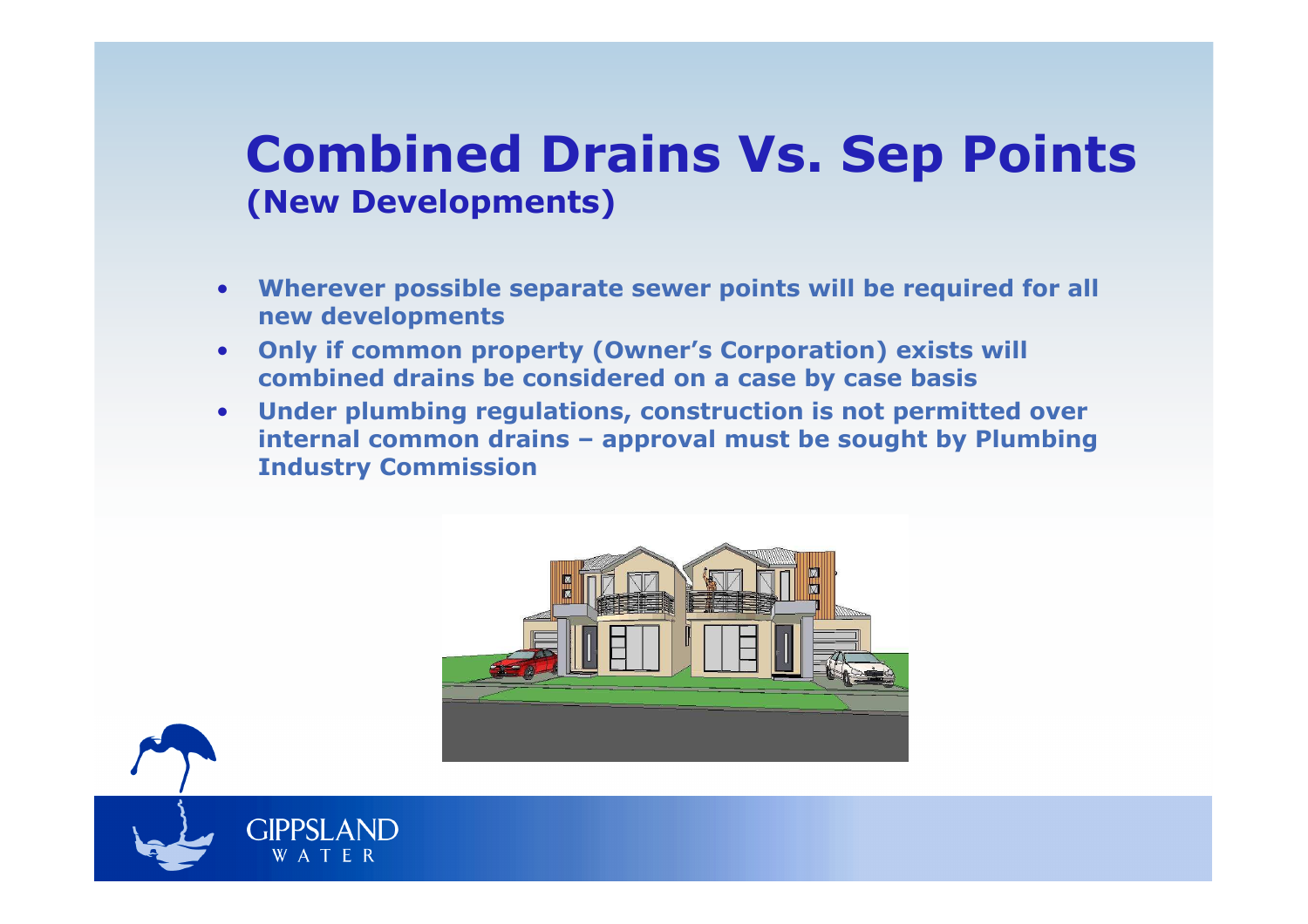# Combined Drains Vs. Sep Points

## (New Developments)

- **Wherever possible separate sewer points will be required for all new developments**
- **Only if common property (Owner's Corporation) exists will combined drains be considered on a case by case basis**
- **Under plumbing regulations, construction is not permitted over internal common drains – approval must be sought by Plumbing Industry Commission**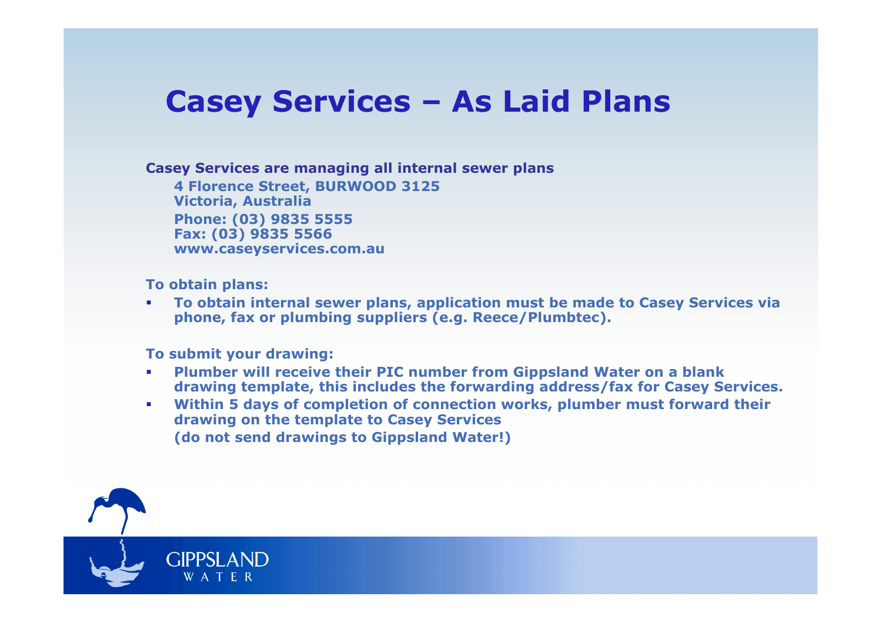# Casey Services – As Laid Plans

**Casey Services are managing all internal sewer plans**

**4 Florence Street, BURWOOD 3125**
**Victoria, Australia**
**Phone: (03) 9835 5555**
**Fax: (03) 9835 5566**
**www.caseyservices.com.au**

**To obtain plans:**

- **To obtain internal sewer plans, application must be made to Casey Services via phone, fax or plumbing suppliers (e.g. Reece/Plumbtec).**

**To submit your drawing:**

- **Plumber will receive their PIC number from Gippsland Water on a blank drawing template, this includes the forwarding address/fax for Casey Services.**
- **Within 5 days of completion of connection works, plumber must forward their drawing on the template to Casey Services**
  **(do not send drawings to Gippsland Water!)**

GIPPSLAND WATER